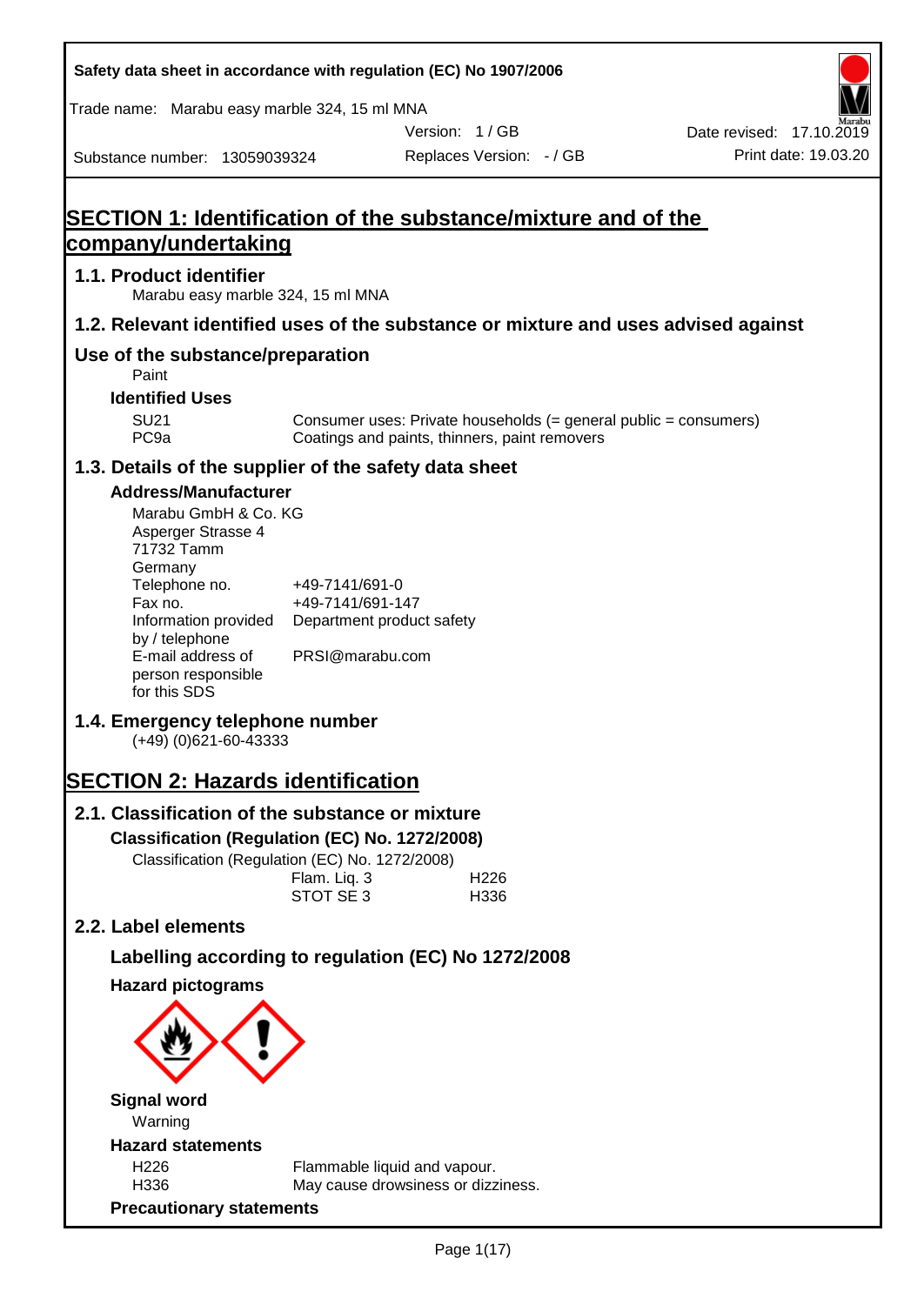Safety data sheet in accordance with regulation (EC) No 1907/2006

Trade name: Marabu easy marble 324, 15 ml MNA

Version: 1 / GB

Date revised: 17.10.2019

Substance number: 13059039324

Replaces Version: - / GB

Print date: 19.03.20

# SECTION 1: Identification of the substance/mixture and of the company/undertaking

## 1.1. Product identifier

Marabu easy marble 324, 15 ml MNA

## 1.2. Relevant identified uses of the substance or mixture and uses advised against

## Use of the substance/preparation

Paint

### Identified Uses

| | |
|---|---|
| SU21 | Consumer uses: Private households (= general public = consumers) |
| PC9a | Coatings and paints, thinners, paint removers |

## 1.3. Details of the supplier of the safety data sheet

### Address/Manufacturer

Marabu GmbH & Co. KG
Asperger Strasse 4
71732 Tamm
Germany

| | |
|---|---|
| Telephone no. | +49-7141/691-0 |
| Fax no. | +49-7141/691-147 |
| Information provided by / telephone | Department product safety |
| E-mail address of person responsible for this SDS | PRSI@marabu.com |

## 1.4. Emergency telephone number

(+49) (0)621-60-43333

# SECTION 2: Hazards identification

## 2.1. Classification of the substance or mixture

### Classification (Regulation (EC) No. 1272/2008)

Classification (Regulation (EC) No. 1272/2008)

| | |
|---|---|
| Flam. Liq. 3 | H226 |
| STOT SE 3 | H336 |

## 2.2. Label elements

### Labelling according to regulation (EC) No 1272/2008

### Hazard pictograms

### Signal word

Warning

### Hazard statements

| | |
|---|---|
| H226 | Flammable liquid and vapour. |
| H336 | May cause drowsiness or dizziness. |

### Precautionary statements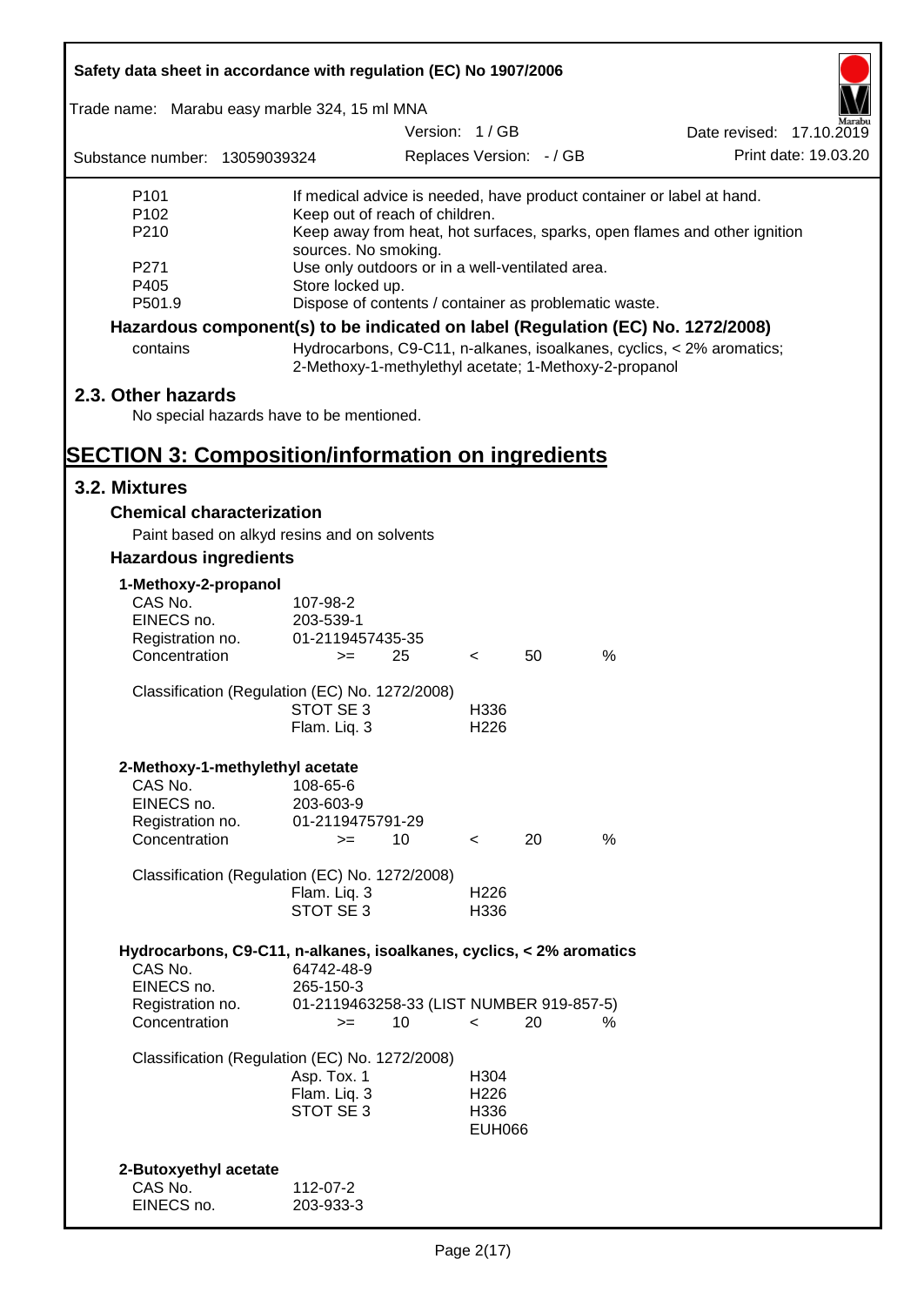| | |
|---|---|
| P101 | If medical advice is needed, have product container or label at hand. |
| P102 | Keep out of reach of children. |
| P210 | Keep away from heat, hot surfaces, sparks, open flames and other ignition sources. No smoking. |
| P271 | Use only outdoors or in a well-ventilated area. |
| P405 | Store locked up. |
| P501.9 | Dispose of contents / container as problematic waste. |

**Hazardous component(s) to be indicated on label (Regulation (EC) No. 1272/2008)**

| | |
|---|---|
| contains | Hydrocarbons, C9-C11, n-alkanes, isoalkanes, cyclics, < 2% aromatics; 2-Methoxy-1-methylethyl acetate; 1-Methoxy-2-propanol |

## 2.3. Other hazards

No special hazards have to be mentioned.

# SECTION 3: Composition/information on ingredients

## 3.2. Mixtures

### Chemical characterization

Paint based on alkyd resins and on solvents

### Hazardous ingredients

**1-Methoxy-2-propanol**

| | |
|---|---|
| CAS No. | 107-98-2 |
| EINECS no. | 203-539-1 |
| Registration no. | 01-2119457435-35 |
| Concentration | >= 25 < 50 % |

Classification (Regulation (EC) No. 1272/2008)

| | |
|---|---|
| STOT SE 3 | H336 |
| Flam. Liq. 3 | H226 |

**2-Methoxy-1-methylethyl acetate**

| | |
|---|---|
| CAS No. | 108-65-6 |
| EINECS no. | 203-603-9 |
| Registration no. | 01-2119475791-29 |
| Concentration | >= 10 < 20 % |

Classification (Regulation (EC) No. 1272/2008)

| | |
|---|---|
| Flam. Liq. 3 | H226 |
| STOT SE 3 | H336 |

**Hydrocarbons, C9-C11, n-alkanes, isoalkanes, cyclics, < 2% aromatics**

| | |
|---|---|
| CAS No. | 64742-48-9 |
| EINECS no. | 265-150-3 |
| Registration no. | 01-2119463258-33 (LIST NUMBER 919-857-5) |
| Concentration | >= 10 < 20 % |

Classification (Regulation (EC) No. 1272/2008)

| | |
|---|---|
| Asp. Tox. 1 | H304 |
| Flam. Liq. 3 | H226 |
| STOT SE 3 | H336 |
| | EUH066 |

**2-Butoxyethyl acetate**

| | |
|---|---|
| CAS No. | 112-07-2 |
| EINECS no. | 203-933-3 |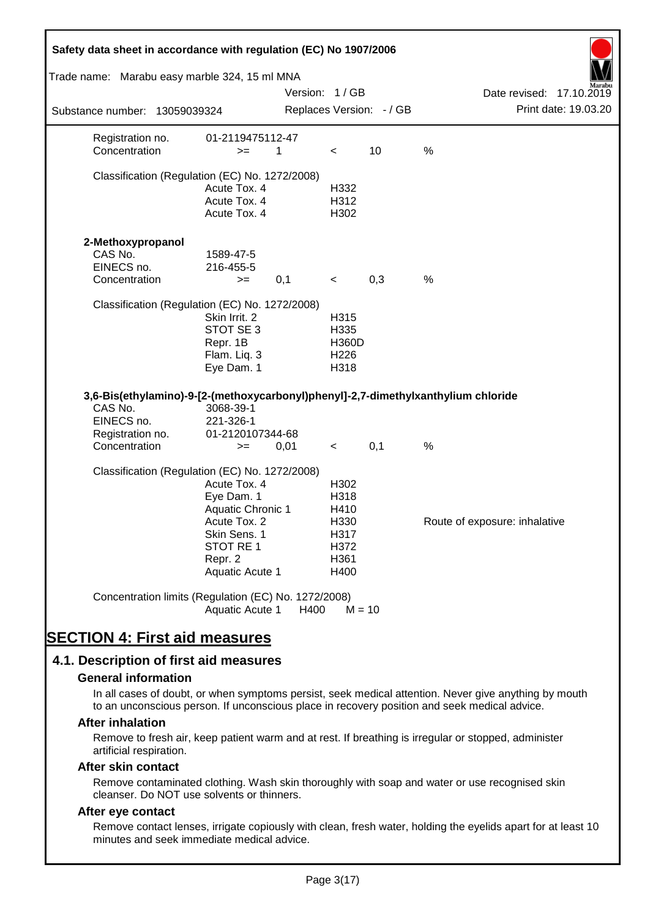| | | | | | |
|---|---|---|---|---|---|
| Registration no. | 01-2119475112-47 | | | | |
| Concentration | >= | 1 | < | 10 | % |

Classification (Regulation (EC) No. 1272/2008)

| | |
|---|---|
| Acute Tox. 4 | H332 |
| Acute Tox. 4 | H312 |
| Acute Tox. 4 | H302 |

**2-Methoxypropanol**

| | | | | | |
|---|---|---|---|---|---|
| CAS No. | 1589-47-5 | | | | |
| EINECS no. | 216-455-5 | | | | |
| Concentration | >= | 0,1 | < | 0,3 | % |

Classification (Regulation (EC) No. 1272/2008)

| | |
|---|---|
| Skin Irrit. 2 | H315 |
| STOT SE 3 | H335 |
| Repr. 1B | H360D |
| Flam. Liq. 3 | H226 |
| Eye Dam. 1 | H318 |

**3,6-Bis(ethylamino)-9-[2-(methoxycarbonyl)phenyl]-2,7-dimethylxanthylium chloride**

| | | | | | |
|---|---|---|---|---|---|
| CAS No. | 3068-39-1 | | | | |
| EINECS no. | 221-326-1 | | | | |
| Registration no. | 01-2120107344-68 | | | | |
| Concentration | >= | 0,01 | < | 0,1 | % |

Classification (Regulation (EC) No. 1272/2008)

| | | |
|---|---|---|
| Acute Tox. 4 | H302 | |
| Eye Dam. 1 | H318 | |
| Aquatic Chronic 1 | H410 | |
| Acute Tox. 2 | H330 | Route of exposure: inhalative |
| Skin Sens. 1 | H317 | |
| STOT RE 1 | H372 | |
| Repr. 2 | H361 | |
| Aquatic Acute 1 | H400 | |

Concentration limits (Regulation (EC) No. 1272/2008)

Aquatic Acute 1 H400 M = 10

# SECTION 4: First aid measures

## 4.1. Description of first aid measures

### General information

In all cases of doubt, or when symptoms persist, seek medical attention. Never give anything by mouth to an unconscious person. If unconscious place in recovery position and seek medical advice.

### After inhalation

Remove to fresh air, keep patient warm and at rest. If breathing is irregular or stopped, administer artificial respiration.

### After skin contact

Remove contaminated clothing. Wash skin thoroughly with soap and water or use recognised skin cleanser. Do NOT use solvents or thinners.

### After eye contact

Remove contact lenses, irrigate copiously with clean, fresh water, holding the eyelids apart for at least 10 minutes and seek immediate medical advice.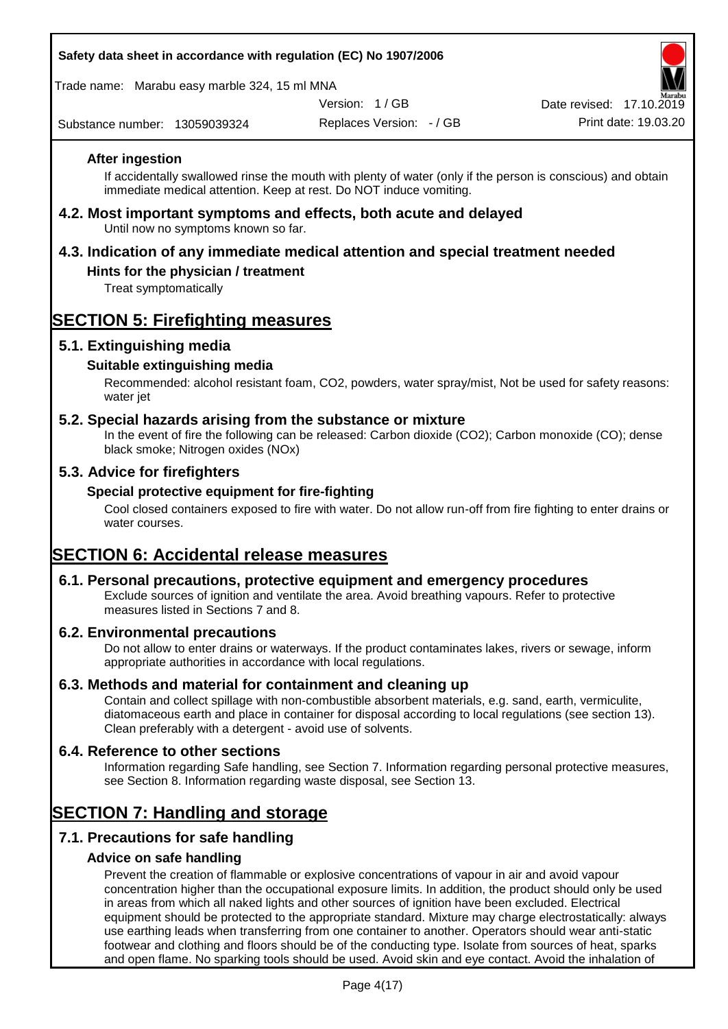### After ingestion

If accidentally swallowed rinse the mouth with plenty of water (only if the person is conscious) and obtain immediate medical attention. Keep at rest. Do NOT induce vomiting.

## 4.2. Most important symptoms and effects, both acute and delayed

Until now no symptoms known so far.

## 4.3. Indication of any immediate medical attention and special treatment needed

### Hints for the physician / treatment

Treat symptomatically

# SECTION 5: Firefighting measures

## 5.1. Extinguishing media

### Suitable extinguishing media

Recommended: alcohol resistant foam, $CO_2$, powders, water spray/mist, Not be used for safety reasons: water jet

## 5.2. Special hazards arising from the substance or mixture

In the event of fire the following can be released: Carbon dioxide ($CO_2$); Carbon monoxide (CO); dense black smoke; Nitrogen oxides (NOx)

## 5.3. Advice for firefighters

### Special protective equipment for fire-fighting

Cool closed containers exposed to fire with water. Do not allow run-off from fire fighting to enter drains or water courses.

# SECTION 6: Accidental release measures

## 6.1. Personal precautions, protective equipment and emergency procedures

Exclude sources of ignition and ventilate the area. Avoid breathing vapours. Refer to protective measures listed in Sections 7 and 8.

## 6.2. Environmental precautions

Do not allow to enter drains or waterways. If the product contaminates lakes, rivers or sewage, inform appropriate authorities in accordance with local regulations.

## 6.3. Methods and material for containment and cleaning up

Contain and collect spillage with non-combustible absorbent materials, e.g. sand, earth, vermiculite, diatomaceous earth and place in container for disposal according to local regulations (see section 13). Clean preferably with a detergent - avoid use of solvents.

## 6.4. Reference to other sections

Information regarding Safe handling, see Section 7. Information regarding personal protective measures, see Section 8. Information regarding waste disposal, see Section 13.

# SECTION 7: Handling and storage

## 7.1. Precautions for safe handling

### Advice on safe handling

Prevent the creation of flammable or explosive concentrations of vapour in air and avoid vapour concentration higher than the occupational exposure limits. In addition, the product should only be used in areas from which all naked lights and other sources of ignition have been excluded. Electrical equipment should be protected to the appropriate standard. Mixture may charge electrostatically: always use earthing leads when transferring from one container to another. Operators should wear anti-static footwear and clothing and floors should be of the conducting type. Isolate from sources of heat, sparks and open flame. No sparking tools should be used. Avoid skin and eye contact. Avoid the inhalation of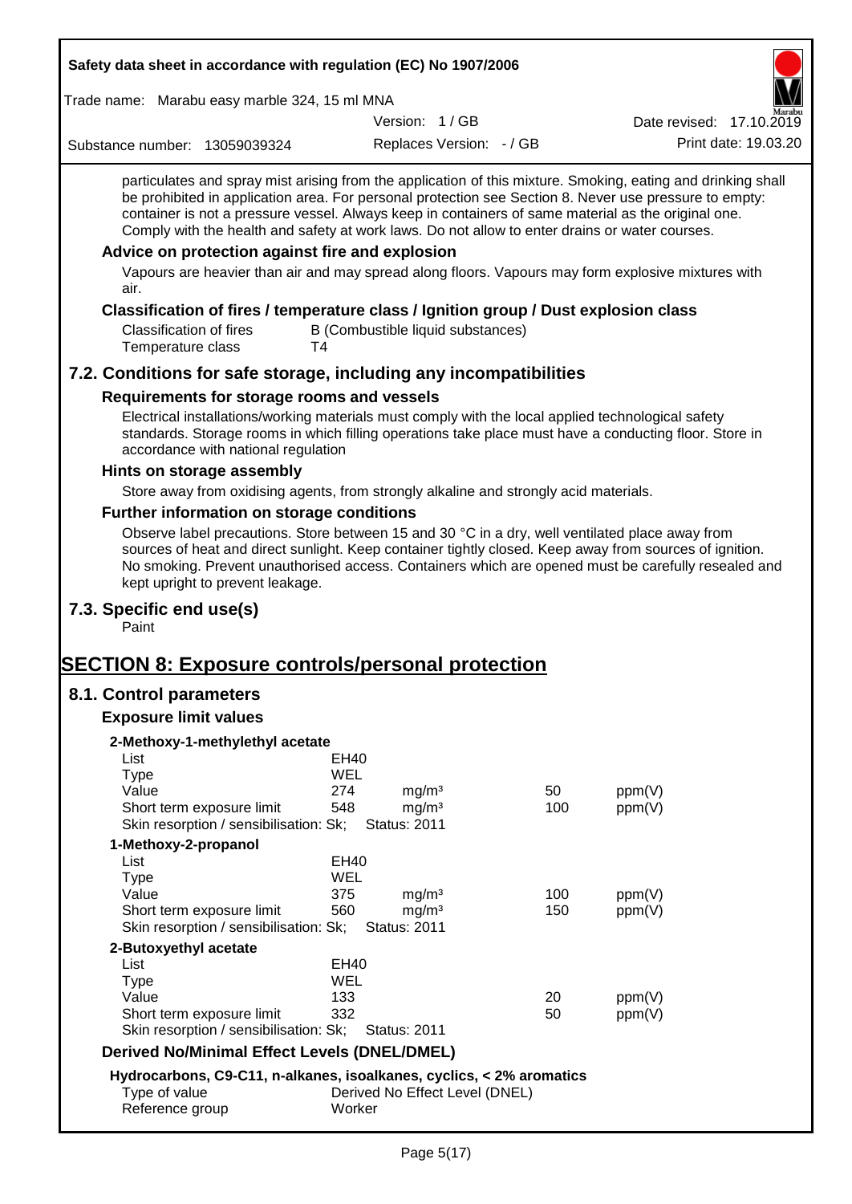particulates and spray mist arising from the application of this mixture. Smoking, eating and drinking shall be prohibited in application area. For personal protection see Section 8. Never use pressure to empty: container is not a pressure vessel. Always keep in containers of same material as the original one. Comply with the health and safety at work laws. Do not allow to enter drains or water courses.

### Advice on protection against fire and explosion

Vapours are heavier than air and may spread along floors. Vapours may form explosive mixtures with air.

### Classification of fires / temperature class / Ignition group / Dust explosion class

| | |
|---|---|
| Classification of fires | B (Combustible liquid substances) |
| Temperature class | T4 |

## 7.2. Conditions for safe storage, including any incompatibilities

### Requirements for storage rooms and vessels

Electrical installations/working materials must comply with the local applied technological safety standards. Storage rooms in which filling operations take place must have a conducting floor. Store in accordance with national regulation

### Hints on storage assembly

Store away from oxidising agents, from strongly alkaline and strongly acid materials.

### Further information on storage conditions

Observe label precautions. Store between 15 and 30 °C in a dry, well ventilated place away from sources of heat and direct sunlight. Keep container tightly closed. Keep away from sources of ignition. No smoking. Prevent unauthorised access. Containers which are opened must be carefully resealed and kept upright to prevent leakage.

## 7.3. Specific end use(s)

Paint

# SECTION 8: Exposure controls/personal protection

## 8.1. Control parameters

### Exposure limit values

**2-Methoxy-1-methylethyl acetate**

| | | | | |
|---|---|---|---|---|
| List | EH40 | | | |
| Type | WEL | | | |
| Value | 274 | mg/m³ | 50 | ppm(V) |
| Short term exposure limit | 548 | mg/m³ | 100 | ppm(V) |
| Skin resorption / sensibilisation: Sk; | Status: 2011 | | | |

**1-Methoxy-2-propanol**

| | | | | |
|---|---|---|---|---|
| List | EH40 | | | |
| Type | WEL | | | |
| Value | 375 | mg/m³ | 100 | ppm(V) |
| Short term exposure limit | 560 | mg/m³ | 150 | ppm(V) |
| Skin resorption / sensibilisation: Sk; | Status: 2011 | | | |

**2-Butoxyethyl acetate**

| | | | | |
|---|---|---|---|---|
| List | EH40 | | | |
| Type | WEL | | | |
| Value | 133 | | 20 | ppm(V) |
| Short term exposure limit | 332 | | 50 | ppm(V) |
| Skin resorption / sensibilisation: Sk; | Status: 2011 | | | |

### Derived No/Minimal Effect Levels (DNEL/DMEL)

**Hydrocarbons, C9-C11, n-alkanes, isoalkanes, cyclics, < 2% aromatics**

| | |
|---|---|
| Type of value | Derived No Effect Level (DNEL) |
| Reference group | Worker |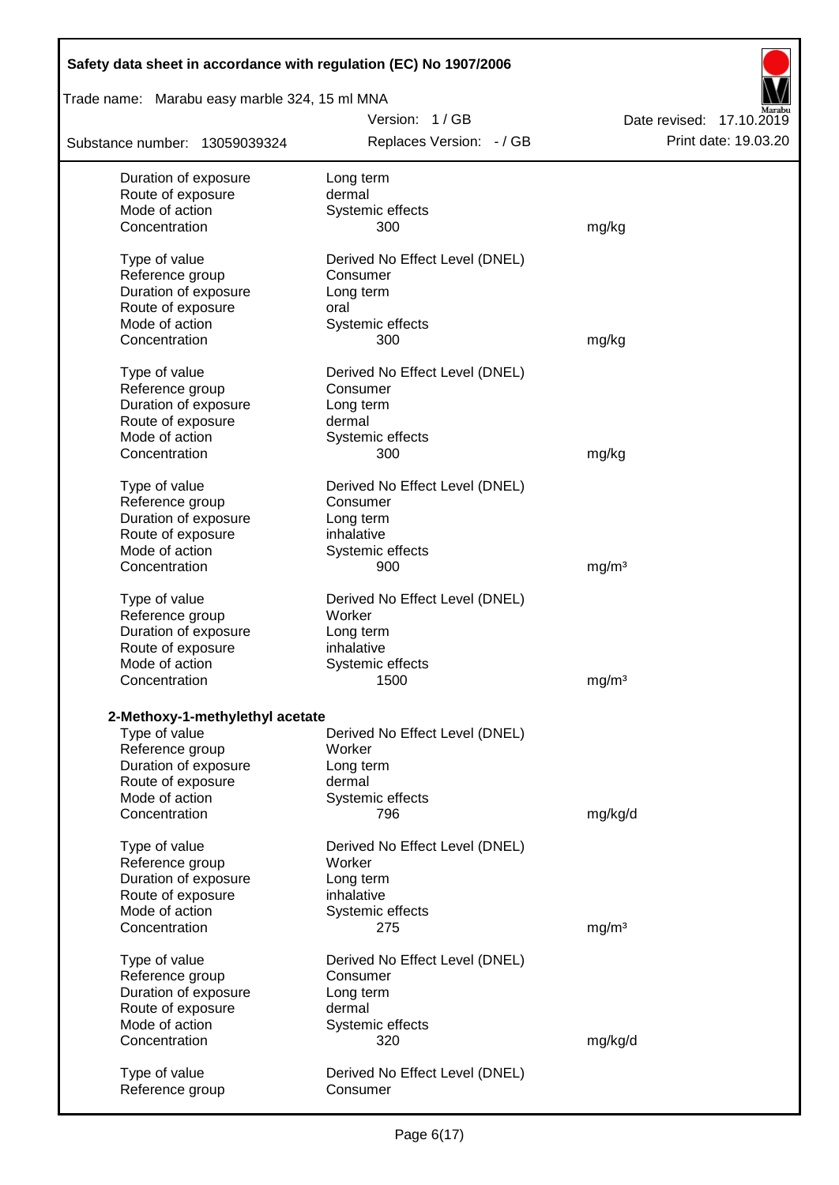| | | |
|---|---|---|
| Duration of exposure | Long term | |
| Route of exposure | dermal | |
| Mode of action | Systemic effects | |
| Concentration | 300 | mg/kg |
| | | |
| Type of value | Derived No Effect Level (DNEL) | |
| Reference group | Consumer | |
| Duration of exposure | Long term | |
| Route of exposure | oral | |
| Mode of action | Systemic effects | |
| Concentration | 300 | mg/kg |
| | | |
| Type of value | Derived No Effect Level (DNEL) | |
| Reference group | Consumer | |
| Duration of exposure | Long term | |
| Route of exposure | dermal | |
| Mode of action | Systemic effects | |
| Concentration | 300 | mg/kg |
| | | |
| Type of value | Derived No Effect Level (DNEL) | |
| Reference group | Consumer | |
| Duration of exposure | Long term | |
| Route of exposure | inhalative | |
| Mode of action | Systemic effects | |
| Concentration | 900 | mg/m³ |
| | | |
| Type of value | Derived No Effect Level (DNEL) | |
| Reference group | Worker | |
| Duration of exposure | Long term | |
| Route of exposure | inhalative | |
| Mode of action | Systemic effects | |
| Concentration | 1500 | mg/m³ |

**2-Methoxy-1-methylethyl acetate**

| | | |
|---|---|---|
| Type of value | Derived No Effect Level (DNEL) | |
| Reference group | Worker | |
| Duration of exposure | Long term | |
| Route of exposure | dermal | |
| Mode of action | Systemic effects | |
| Concentration | 796 | mg/kg/d |
| | | |
| Type of value | Derived No Effect Level (DNEL) | |
| Reference group | Worker | |
| Duration of exposure | Long term | |
| Route of exposure | inhalative | |
| Mode of action | Systemic effects | |
| Concentration | 275 | mg/m³ |
| | | |
| Type of value | Derived No Effect Level (DNEL) | |
| Reference group | Consumer | |
| Duration of exposure | Long term | |
| Route of exposure | dermal | |
| Mode of action | Systemic effects | |
| Concentration | 320 | mg/kg/d |
| | | |
| Type of value | Derived No Effect Level (DNEL) | |
| Reference group | Consumer | |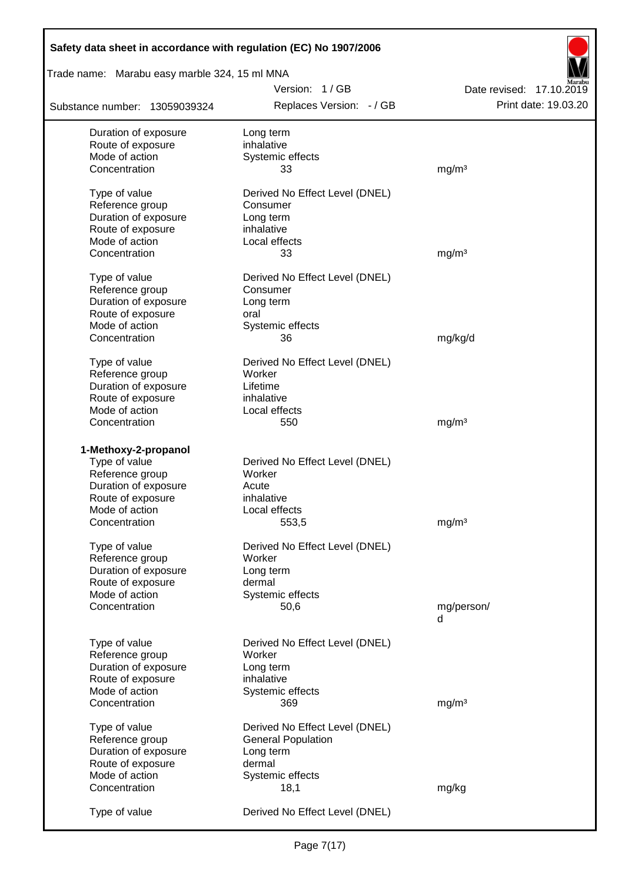| | | |
|---|---|---|
| Duration of exposure | Long term | |
| Route of exposure | inhalative | |
| Mode of action | Systemic effects | |
| Concentration | 33 | mg/m³ |
| | | |
| Type of value | Derived No Effect Level (DNEL) | |
| Reference group | Consumer | |
| Duration of exposure | Long term | |
| Route of exposure | inhalative | |
| Mode of action | Local effects | |
| Concentration | 33 | mg/m³ |
| | | |
| Type of value | Derived No Effect Level (DNEL) | |
| Reference group | Consumer | |
| Duration of exposure | Long term | |
| Route of exposure | oral | |
| Mode of action | Systemic effects | |
| Concentration | 36 | mg/kg/d |
| | | |
| Type of value | Derived No Effect Level (DNEL) | |
| Reference group | Worker | |
| Duration of exposure | Lifetime | |
| Route of exposure | inhalative | |
| Mode of action | Local effects | |
| Concentration | 550 | mg/m³ |

**1-Methoxy-2-propanol**

| | | |
|---|---|---|
| Type of value | Derived No Effect Level (DNEL) | |
| Reference group | Worker | |
| Duration of exposure | Acute | |
| Route of exposure | inhalative | |
| Mode of action | Local effects | |
| Concentration | 553,5 | mg/m³ |
| | | |
| Type of value | Derived No Effect Level (DNEL) | |
| Reference group | Worker | |
| Duration of exposure | Long term | |
| Route of exposure | dermal | |
| Mode of action | Systemic effects | |
| Concentration | 50,6 | mg/person/d |
| | | |
| Type of value | Derived No Effect Level (DNEL) | |
| Reference group | Worker | |
| Duration of exposure | Long term | |
| Route of exposure | inhalative | |
| Mode of action | Systemic effects | |
| Concentration | 369 | mg/m³ |
| | | |
| Type of value | Derived No Effect Level (DNEL) | |
| Reference group | General Population | |
| Duration of exposure | Long term | |
| Route of exposure | dermal | |
| Mode of action | Systemic effects | |
| Concentration | 18,1 | mg/kg |
| | | |
| Type of value | Derived No Effect Level (DNEL) | |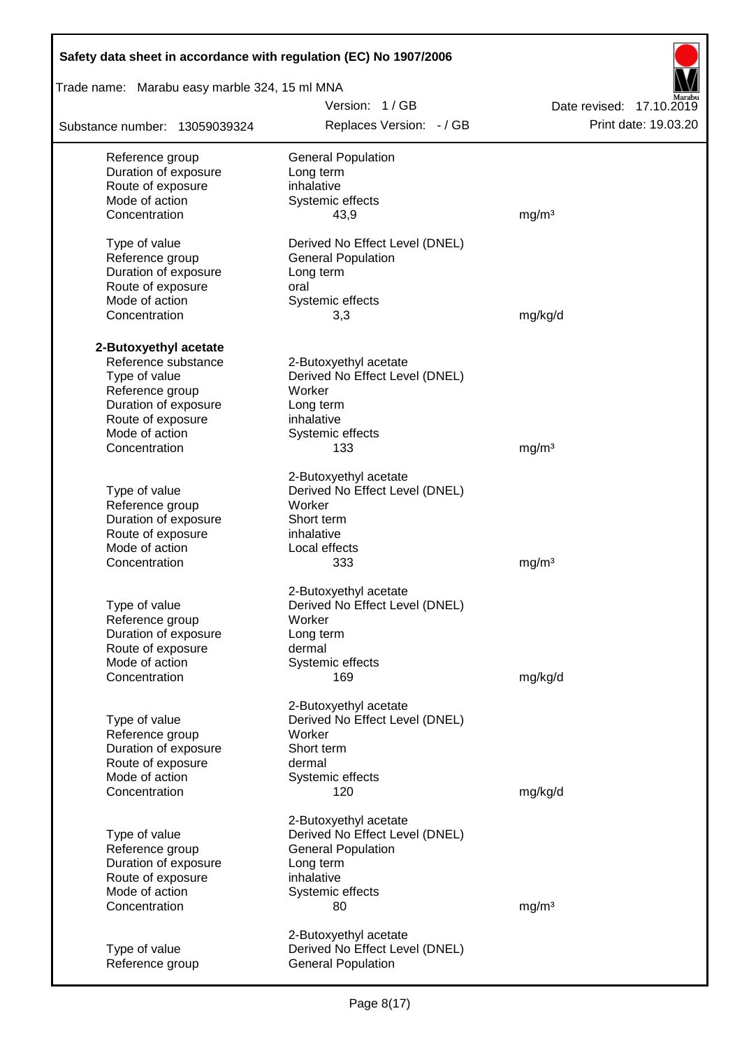| | | |
|---|---|---|
| Reference group | General Population | |
| Duration of exposure | Long term | |
| Route of exposure | inhalative | |
| Mode of action | Systemic effects | |
| Concentration | 43,9 | mg/m³ |
| | | |
| Type of value | Derived No Effect Level (DNEL) | |
| Reference group | General Population | |
| Duration of exposure | Long term | |
| Route of exposure | oral | |
| Mode of action | Systemic effects | |
| Concentration | 3,3 | mg/kg/d |

**2-Butoxyethyl acetate**

| | | |
|---|---|---|
| Reference substance | 2-Butoxyethyl acetate | |
| Type of value | Derived No Effect Level (DNEL) | |
| Reference group | Worker | |
| Duration of exposure | Long term | |
| Route of exposure | inhalative | |
| Mode of action | Systemic effects | |
| Concentration | 133 | mg/m³ |
| | | |
| | 2-Butoxyethyl acetate | |
| Type of value | Derived No Effect Level (DNEL) | |
| Reference group | Worker | |
| Duration of exposure | Short term | |
| Route of exposure | inhalative | |
| Mode of action | Local effects | |
| Concentration | 333 | mg/m³ |
| | | |
| | 2-Butoxyethyl acetate | |
| Type of value | Derived No Effect Level (DNEL) | |
| Reference group | Worker | |
| Duration of exposure | Long term | |
| Route of exposure | dermal | |
| Mode of action | Systemic effects | |
| Concentration | 169 | mg/kg/d |
| | | |
| | 2-Butoxyethyl acetate | |
| Type of value | Derived No Effect Level (DNEL) | |
| Reference group | Worker | |
| Duration of exposure | Short term | |
| Route of exposure | dermal | |
| Mode of action | Systemic effects | |
| Concentration | 120 | mg/kg/d |
| | | |
| | 2-Butoxyethyl acetate | |
| Type of value | Derived No Effect Level (DNEL) | |
| Reference group | General Population | |
| Duration of exposure | Long term | |
| Route of exposure | inhalative | |
| Mode of action | Systemic effects | |
| Concentration | 80 | mg/m³ |
| | | |
| | 2-Butoxyethyl acetate | |
| Type of value | Derived No Effect Level (DNEL) | |
| Reference group | General Population | |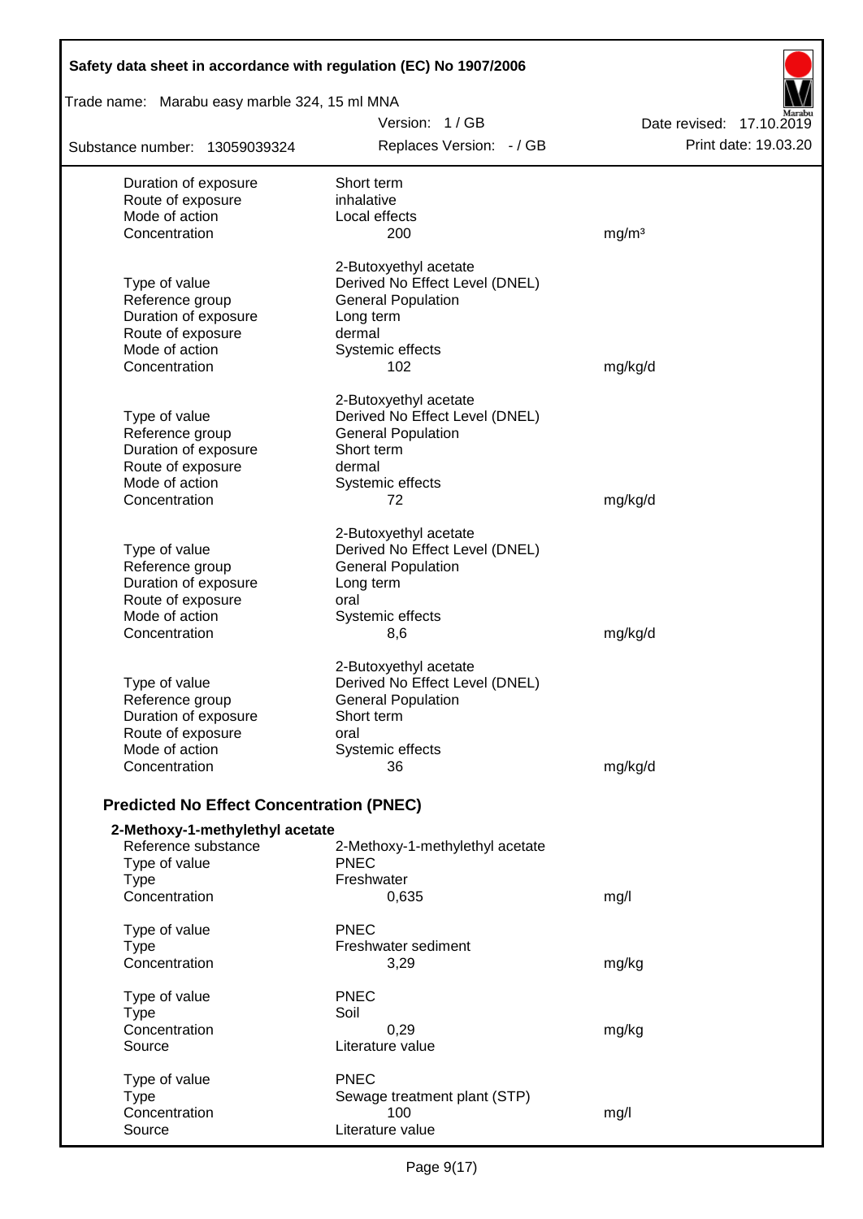| | | |
|---|---|---|
| Duration of exposure | Short term | |
| Route of exposure | inhalative | |
| Mode of action | Local effects | |
| Concentration | 200 | mg/m³ |

| | | |
|---|---|---|
| | 2-Butoxyethyl acetate | |
| Type of value | Derived No Effect Level (DNEL) | |
| Reference group | General Population | |
| Duration of exposure | Long term | |
| Route of exposure | dermal | |
| Mode of action | Systemic effects | |
| Concentration | 102 | mg/kg/d |

| | | |
|---|---|---|
| | 2-Butoxyethyl acetate | |
| Type of value | Derived No Effect Level (DNEL) | |
| Reference group | General Population | |
| Duration of exposure | Short term | |
| Route of exposure | dermal | |
| Mode of action | Systemic effects | |
| Concentration | 72 | mg/kg/d |

| | | |
|---|---|---|
| | 2-Butoxyethyl acetate | |
| Type of value | Derived No Effect Level (DNEL) | |
| Reference group | General Population | |
| Duration of exposure | Long term | |
| Route of exposure | oral | |
| Mode of action | Systemic effects | |
| Concentration | 8,6 | mg/kg/d |

| | | |
|---|---|---|
| | 2-Butoxyethyl acetate | |
| Type of value | Derived No Effect Level (DNEL) | |
| Reference group | General Population | |
| Duration of exposure | Short term | |
| Route of exposure | oral | |
| Mode of action | Systemic effects | |
| Concentration | 36 | mg/kg/d |

## Predicted No Effect Concentration (PNEC)

**2-Methoxy-1-methylethyl acetate**

| | | |
|---|---|---|
| Reference substance | 2-Methoxy-1-methylethyl acetate | |
| Type of value | PNEC | |
| Type | Freshwater | |
| Concentration | 0,635 | mg/l |

| | | |
|---|---|---|
| Type of value | PNEC | |
| Type | Freshwater sediment | |
| Concentration | 3,29 | mg/kg |

| | | |
|---|---|---|
| Type of value | PNEC | |
| Type | Soil | |
| Concentration | 0,29 | mg/kg |
| Source | Literature value | |

| | | |
|---|---|---|
| Type of value | PNEC | |
| Type | Sewage treatment plant (STP) | |
| Concentration | 100 | mg/l |
| Source | Literature value | |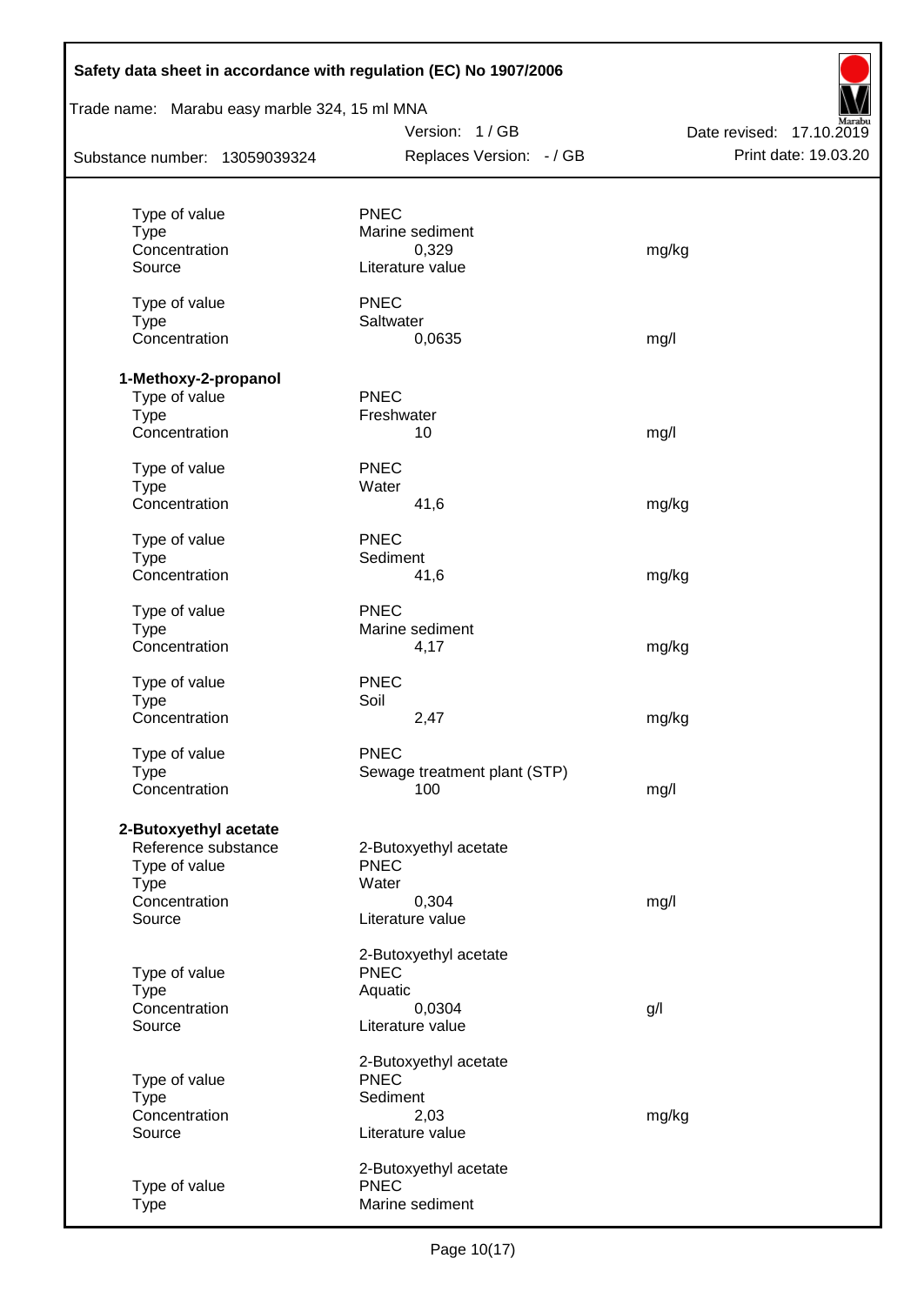| | | |
|---|---|---|
| Type of value | PNEC | |
| Type | Marine sediment | |
| Concentration | 0,329 | mg/kg |
| Source | Literature value | |
| | | |
| Type of value | PNEC | |
| Type | Saltwater | |
| Concentration | 0,0635 | mg/l |

**1-Methoxy-2-propanol**

| | | |
|---|---|---|
| Type of value | PNEC | |
| Type | Freshwater | |
| Concentration | 10 | mg/l |
| | | |
| Type of value | PNEC | |
| Type | Water | |
| Concentration | 41,6 | mg/kg |
| | | |
| Type of value | PNEC | |
| Type | Sediment | |
| Concentration | 41,6 | mg/kg |
| | | |
| Type of value | PNEC | |
| Type | Marine sediment | |
| Concentration | 4,17 | mg/kg |
| | | |
| Type of value | PNEC | |
| Type | Soil | |
| Concentration | 2,47 | mg/kg |
| | | |
| Type of value | PNEC | |
| Type | Sewage treatment plant (STP) | |
| Concentration | 100 | mg/l |

**2-Butoxyethyl acetate**

| | | |
|---|---|---|
| Reference substance | 2-Butoxyethyl acetate | |
| Type of value | PNEC | |
| Type | Water | |
| Concentration | 0,304 | mg/l |
| Source | Literature value | |
| | | |
| | 2-Butoxyethyl acetate | |
| Type of value | PNEC | |
| Type | Aquatic | |
| Concentration | 0,0304 | g/l |
| Source | Literature value | |
| | | |
| | 2-Butoxyethyl acetate | |
| Type of value | PNEC | |
| Type | Sediment | |
| Concentration | 2,03 | mg/kg |
| Source | Literature value | |
| | | |
| | 2-Butoxyethyl acetate | |
| Type of value | PNEC | |
| Type | Marine sediment | |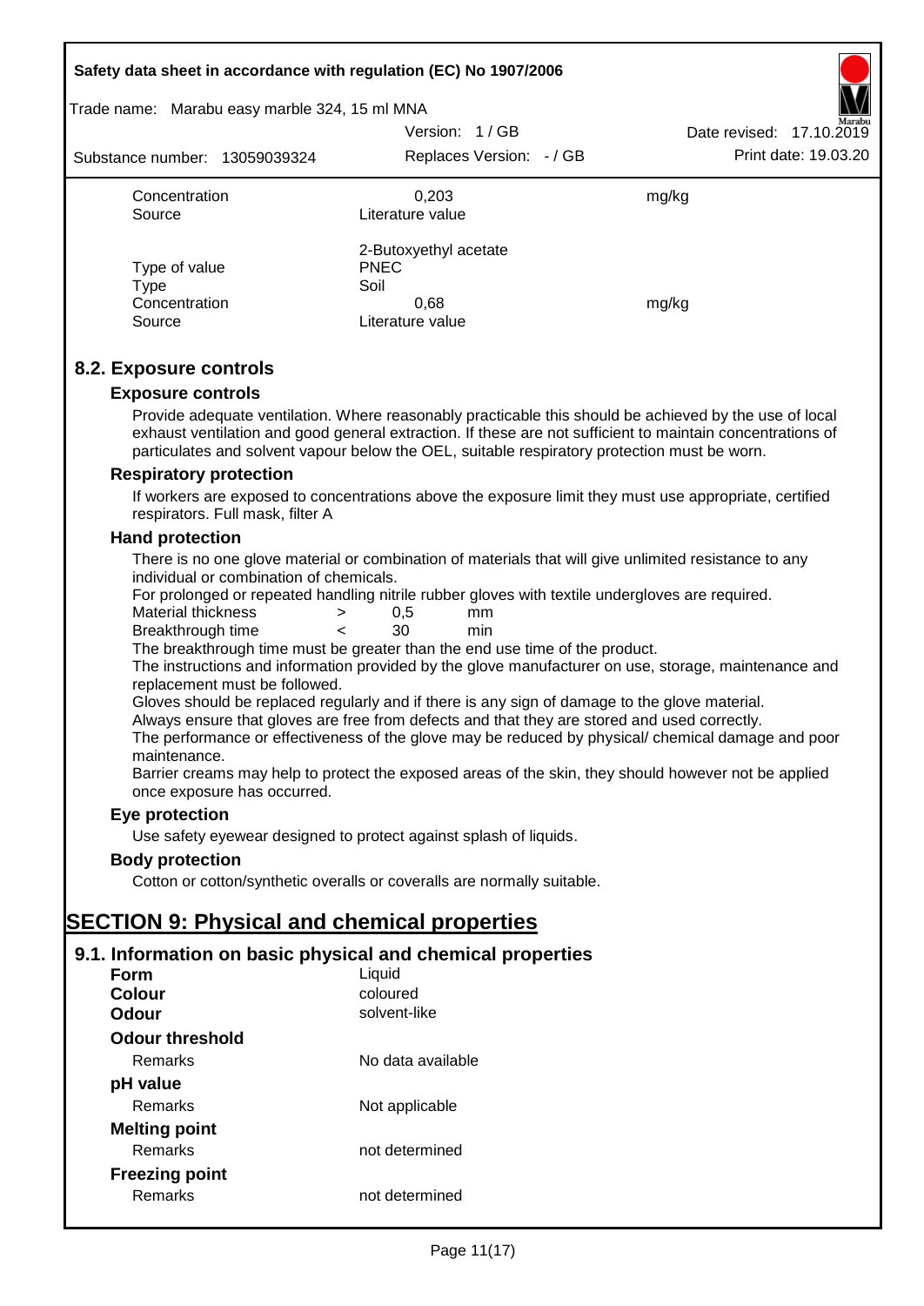| | | |
|---|---|---|
| Concentration | 0,203 | mg/kg |
| Source | Literature value | |

| | | |
|---|---|---|
| | 2-Butoxyethyl acetate | |
| Type of value | PNEC | |
| Type | Soil | |
| Concentration | 0,68 | mg/kg |
| Source | Literature value | |

## 8.2. Exposure controls

### Exposure controls

Provide adequate ventilation. Where reasonably practicable this should be achieved by the use of local exhaust ventilation and good general extraction. If these are not sufficient to maintain concentrations of particulates and solvent vapour below the OEL, suitable respiratory protection must be worn.

### Respiratory protection

If workers are exposed to concentrations above the exposure limit they must use appropriate, certified respirators. Full mask, filter A

### Hand protection

There is no one glove material or combination of materials that will give unlimited resistance to any individual or combination of chemicals.

For prolonged or repeated handling nitrile rubber gloves with textile undergloves are required.

| | | | |
|---|---|---|---|
| Material thickness | > | 0,5 | mm |
| Breakthrough time | < | 30 | min |

The breakthrough time must be greater than the end use time of the product.

The instructions and information provided by the glove manufacturer on use, storage, maintenance and replacement must be followed.

Gloves should be replaced regularly and if there is any sign of damage to the glove material.

Always ensure that gloves are free from defects and that they are stored and used correctly.

The performance or effectiveness of the glove may be reduced by physical/ chemical damage and poor maintenance.

Barrier creams may help to protect the exposed areas of the skin, they should however not be applied once exposure has occurred.

### Eye protection

Use safety eyewear designed to protect against splash of liquids.

### Body protection

Cotton or cotton/synthetic overalls or coveralls are normally suitable.

# SECTION 9: Physical and chemical properties

## 9.1. Information on basic physical and chemical properties

| | |
|---|---|
| **Form** | Liquid |
| **Colour** | coloured |
| **Odour** | solvent-like |
| **Odour threshold** | |
| Remarks | No data available |
| **pH value** | |
| Remarks | Not applicable |
| **Melting point** | |
| Remarks | not determined |
| **Freezing point** | |
| Remarks | not determined |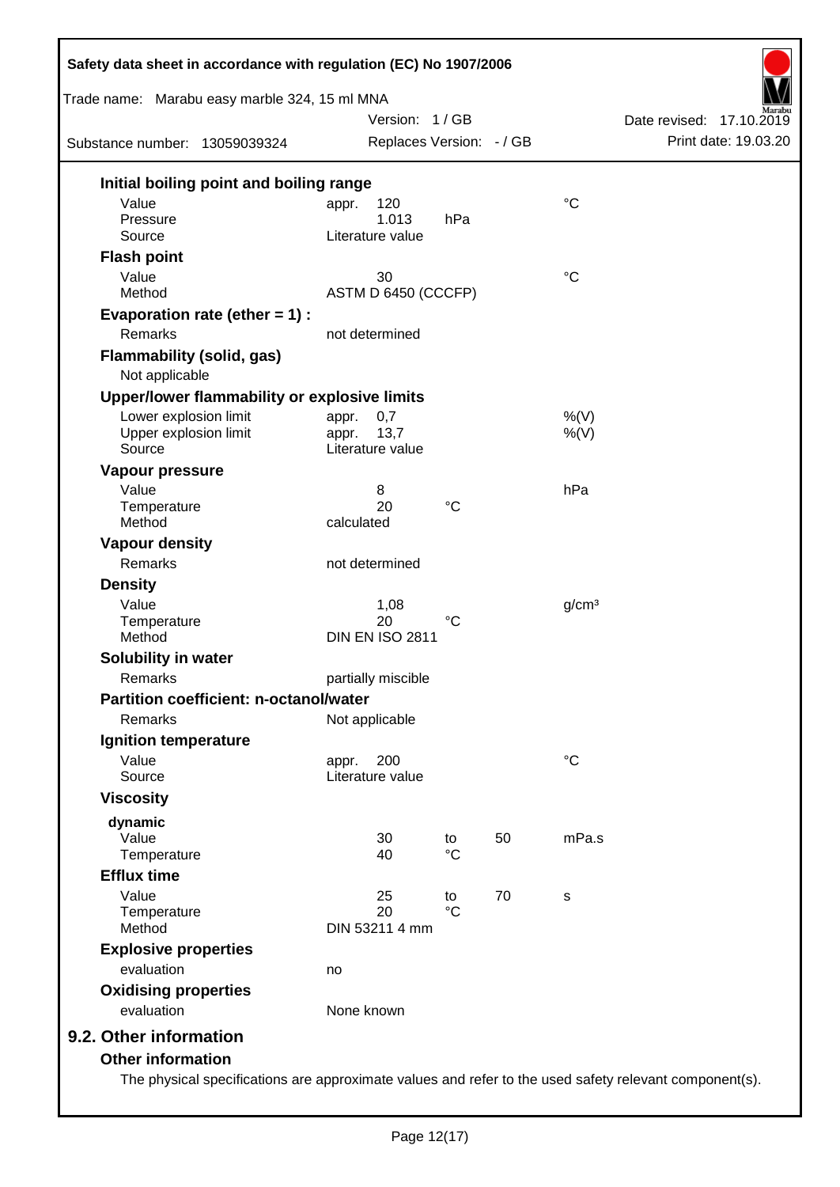### Initial boiling point and boiling range

| | | | | |
|---|---|---|---|---|
| Value | appr. 120 | | | °C |
| Pressure | 1.013 | hPa | | |
| Source | Literature value | | | |

### Flash point

| | | | | |
|---|---|---|---|---|
| Value | 30 | | | °C |
| Method | ASTM D 6450 (CCCFP) | | | |

### Evaporation rate (ether = 1) :

| | |
|---|---|
| Remarks | not determined |

### Flammability (solid, gas)

Not applicable

### Upper/lower flammability or explosive limits

| | | | | |
|---|---|---|---|---|
| Lower explosion limit | appr. 0,7 | | | %(V) |
| Upper explosion limit | appr. 13,7 | | | %(V) |
| Source | Literature value | | | |

### Vapour pressure

| | | | | |
|---|---|---|---|---|
| Value | 8 | | | hPa |
| Temperature | 20 | °C | | |
| Method | calculated | | | |

### Vapour density

| | |
|---|---|
| Remarks | not determined |

### Density

| | | | | |
|---|---|---|---|---|
| Value | 1,08 | | | g/cm³ |
| Temperature | 20 | °C | | |
| Method | DIN EN ISO 2811 | | | |

### Solubility in water

| | |
|---|---|
| Remarks | partially miscible |

### Partition coefficient: n-octanol/water

| | |
|---|---|
| Remarks | Not applicable |

### Ignition temperature

| | | | | |
|---|---|---|---|---|
| Value | appr. 200 | | | °C |
| Source | Literature value | | | |

### Viscosity

**dynamic**

| | | | | |
|---|---|---|---|---|
| Value | 30 | to | 50 | mPa.s |
| Temperature | 40 | °C | | |

### Efflux time

| | | | | |
|---|---|---|---|---|
| Value | 25 | to | 70 | s |
| Temperature | 20 | °C | | |
| Method | DIN 53211 4 mm | | | |

### Explosive properties

| | |
|---|---|
| evaluation | no |

### Oxidising properties

| | |
|---|---|
| evaluation | None known |

## 9.2. Other information

### Other information

The physical specifications are approximate values and refer to the used safety relevant component(s).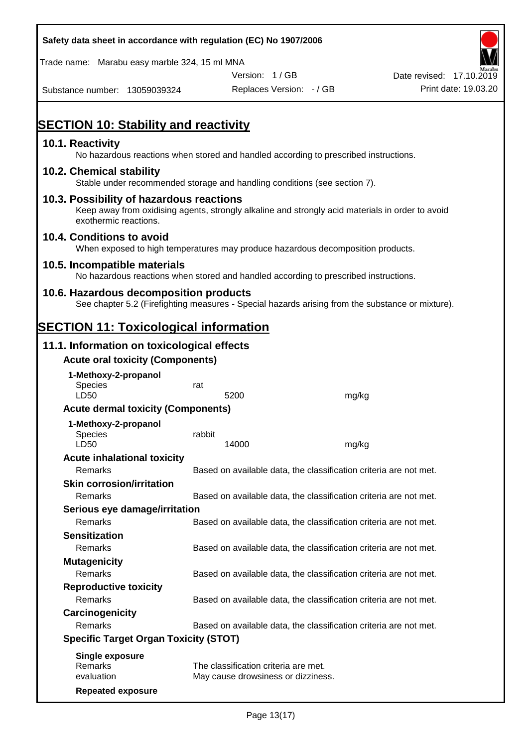# SECTION 10: Stability and reactivity

## 10.1. Reactivity

No hazardous reactions when stored and handled according to prescribed instructions.

## 10.2. Chemical stability

Stable under recommended storage and handling conditions (see section 7).

## 10.3. Possibility of hazardous reactions

Keep away from oxidising agents, strongly alkaline and strongly acid materials in order to avoid exothermic reactions.

## 10.4. Conditions to avoid

When exposed to high temperatures may produce hazardous decomposition products.

## 10.5. Incompatible materials

No hazardous reactions when stored and handled according to prescribed instructions.

## 10.6. Hazardous decomposition products

See chapter 5.2 (Firefighting measures - Special hazards arising from the substance or mixture).

# SECTION 11: Toxicological information

## 11.1. Information on toxicological effects

### Acute oral toxicity (Components)

**1-Methoxy-2-propanol**

| | | |
|---|---|---|
| Species | rat | |
| LD50 | 5200 | mg/kg |

### Acute dermal toxicity (Components)

**1-Methoxy-2-propanol**

| | | |
|---|---|---|
| Species | rabbit | |
| LD50 | 14000 | mg/kg |

### Acute inhalational toxicity

Remarks: Based on available data, the classification criteria are not met.

### Skin corrosion/irritation

Remarks: Based on available data, the classification criteria are not met.

### Serious eye damage/irritation

Remarks: Based on available data, the classification criteria are not met.

### Sensitization

Remarks: Based on available data, the classification criteria are not met.

### Mutagenicity

Remarks: Based on available data, the classification criteria are not met.

### Reproductive toxicity

Remarks: Based on available data, the classification criteria are not met.

### Carcinogenicity

Remarks: Based on available data, the classification criteria are not met.

### Specific Target Organ Toxicity (STOT)

**Single exposure**

Remarks: The classification criteria are met.

evaluation: May cause drowsiness or dizziness.

**Repeated exposure**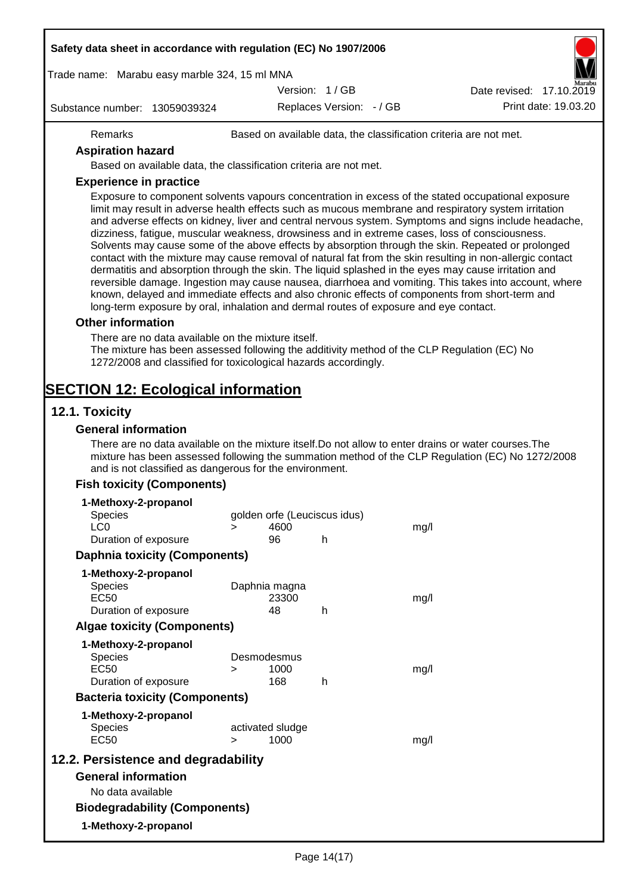| Remarks | Based on available data, the classification criteria are not met. |
|---|---|

**Aspiration hazard**

Based on available data, the classification criteria are not met.

**Experience in practice**

Exposure to component solvents vapours concentration in excess of the stated occupational exposure limit may result in adverse health effects such as mucous membrane and respiratory system irritation and adverse effects on kidney, liver and central nervous system. Symptoms and signs include headache, dizziness, fatigue, muscular weakness, drowsiness and in extreme cases, loss of consciousness. Solvents may cause some of the above effects by absorption through the skin. Repeated or prolonged contact with the mixture may cause removal of natural fat from the skin resulting in non-allergic contact dermatitis and absorption through the skin. The liquid splashed in the eyes may cause irritation and reversible damage. Ingestion may cause nausea, diarrhoea and vomiting. This takes into account, where known, delayed and immediate effects and also chronic effects of components from short-term and long-term exposure by oral, inhalation and dermal routes of exposure and eye contact.

**Other information**

There are no data available on the mixture itself.
The mixture has been assessed following the additivity method of the CLP Regulation (EC) No 1272/2008 and classified for toxicological hazards accordingly.

# SECTION 12: Ecological information

## 12.1. Toxicity

### General information

There are no data available on the mixture itself.Do not allow to enter drains or water courses.The mixture has been assessed following the summation method of the CLP Regulation (EC) No 1272/2008 and is not classified as dangerous for the environment.

### Fish toxicity (Components)

**1-Methoxy-2-propanol**

| | | | | |
|---|---|---|---|---|
| Species | golden orfe (Leuciscus idus) | | | |
| LC0 | > | 4600 | | mg/l |
| Duration of exposure | | 96 | h | |

### Daphnia toxicity (Components)

**1-Methoxy-2-propanol**

| | | | | |
|---|---|---|---|---|
| Species | Daphnia magna | | | |
| EC50 | | 23300 | | mg/l |
| Duration of exposure | | 48 | h | |

### Algae toxicity (Components)

**1-Methoxy-2-propanol**

| | | | | |
|---|---|---|---|---|
| Species | Desmodesmus | | | |
| EC50 | > | 1000 | | mg/l |
| Duration of exposure | | 168 | h | |

### Bacteria toxicity (Components)

**1-Methoxy-2-propanol**

| | | | | |
|---|---|---|---|---|
| Species | activated sludge | | | |
| EC50 | > | 1000 | | mg/l |

## 12.2. Persistence and degradability

### General information

No data available

### Biodegradability (Components)

**1-Methoxy-2-propanol**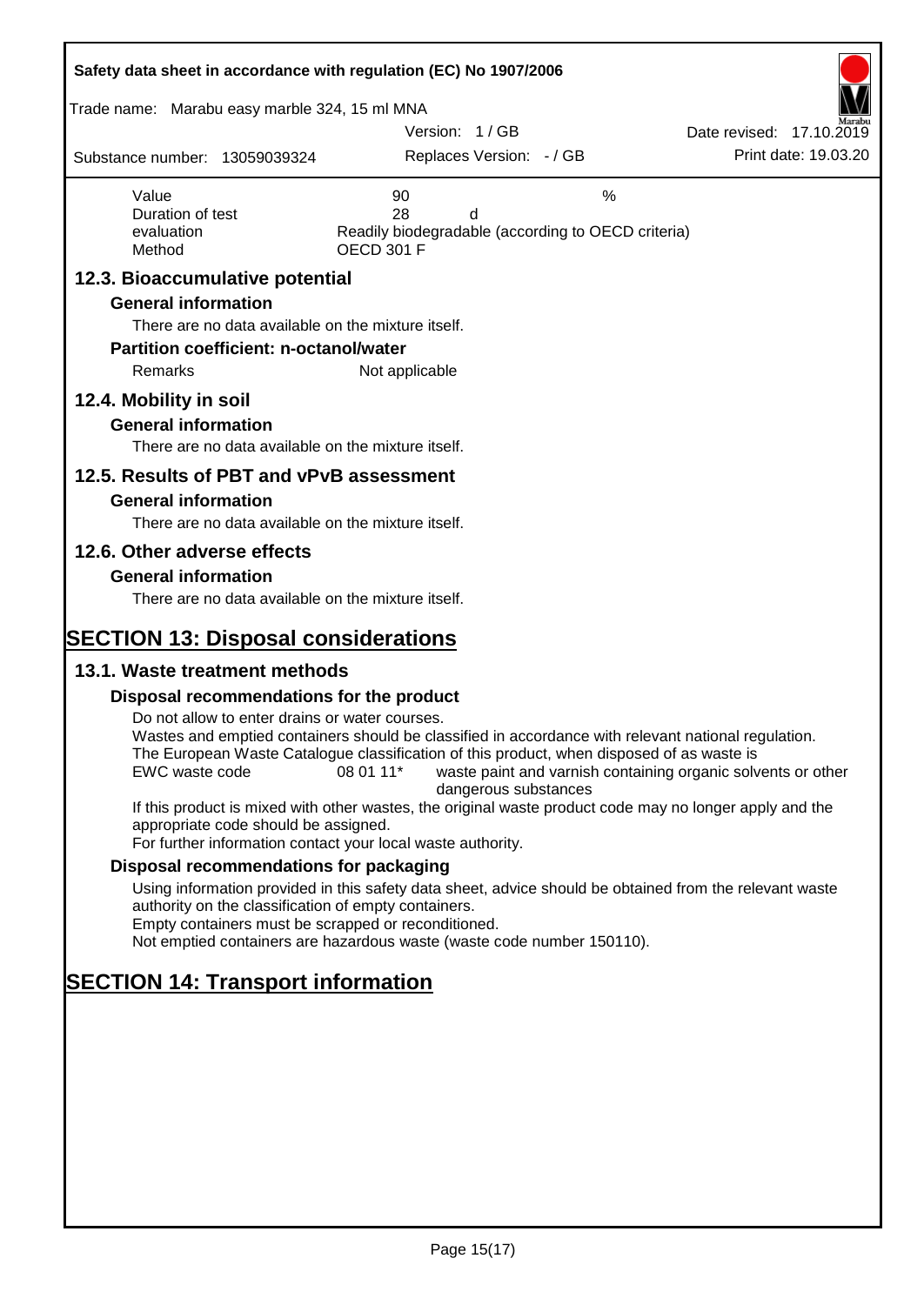| | | | |
|---|---|---|---|
| Value | 90 | | % |
| Duration of test | 28 | d | |
| evaluation | Readily biodegradable (according to OECD criteria) | | |
| Method | OECD 301 F | | |

## 12.3. Bioaccumulative potential

### General information

There are no data available on the mixture itself.

### Partition coefficient: n-octanol/water

| | |
|---|---|
| Remarks | Not applicable |

## 12.4. Mobility in soil

### General information

There are no data available on the mixture itself.

## 12.5. Results of PBT and vPvB assessment

### General information

There are no data available on the mixture itself.

## 12.6. Other adverse effects

### General information

There are no data available on the mixture itself.

# SECTION 13: Disposal considerations

## 13.1. Waste treatment methods

### Disposal recommendations for the product

Do not allow to enter drains or water courses.
Wastes and emptied containers should be classified in accordance with relevant national regulation.
The European Waste Catalogue classification of this product, when disposed of as waste is

| | | |
|---|---|---|
| EWC waste code | 08 01 11* | waste paint and varnish containing organic solvents or other dangerous substances |

If this product is mixed with other wastes, the original waste product code may no longer apply and the appropriate code should be assigned.
For further information contact your local waste authority.

### Disposal recommendations for packaging

Using information provided in this safety data sheet, advice should be obtained from the relevant waste authority on the classification of empty containers.
Empty containers must be scrapped or reconditioned.
Not emptied containers are hazardous waste (waste code number 150110).

# SECTION 14: Transport information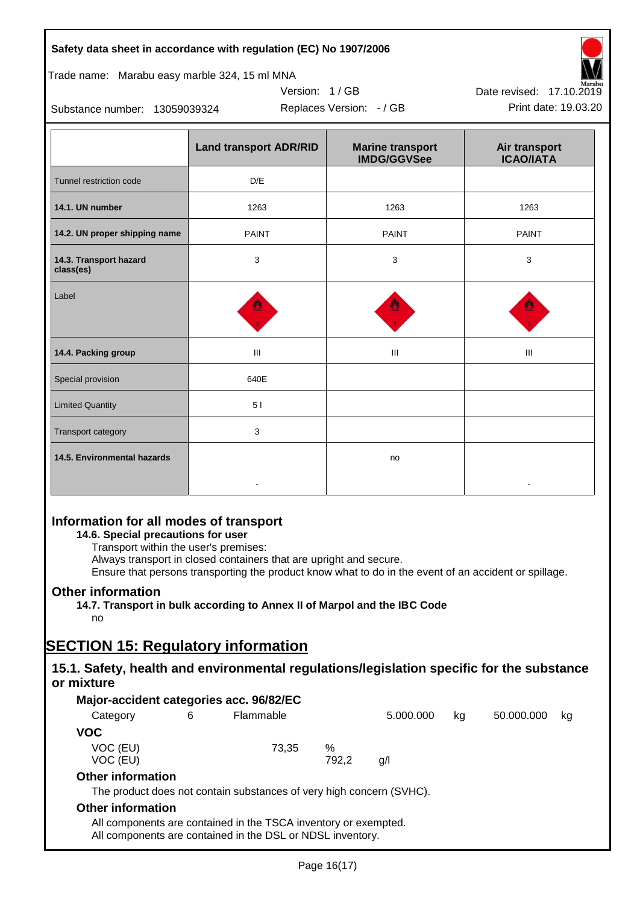Safety data sheet in accordance with regulation (EC) No 1907/2006

Trade name: Marabu easy marble 324, 15 ml MNA

Version: 1 / GB

Date revised: 17.10.2019

Substance number: 13059039324

Replaces Version: - / GB

Print date: 19.03.20

| | Land transport ADR/RID | Marine transport IMDG/GGVSee | Air transport ICAO/IATA |
|---|---|---|---|
| Tunnel restriction code | D/E | | |
| **14.1. UN number** | 1263 | 1263 | 1263 |
| **14.2. UN proper shipping name** | PAINT | PAINT | PAINT |
| **14.3. Transport hazard class(es)** | 3 | 3 | 3 |
| Label | | | |
| **14.4. Packing group** | III | III | III |
| Special provision | 640E | | |
| Limited Quantity | 5 l | | |
| Transport category | 3 | | |
| **14.5. Environmental hazards** | - | no | - |

## Information for all modes of transport

**14.6. Special precautions for user**

Transport within the user's premises:
Always transport in closed containers that are upright and secure.
Ensure that persons transporting the product know what to do in the event of an accident or spillage.

## Other information

**14.7. Transport in bulk according to Annex II of Marpol and the IBC Code**

no

# SECTION 15: Regulatory information

## 15.1. Safety, health and environmental regulations/legislation specific for the substance or mixture

### Major-accident categories acc. 96/82/EC

| Category | 6 | Flammable | 5.000.000 | kg | 50.000.000 | kg |
|---|---|---|---|---|---|---|

### VOC

| | | |
|---|---|---|
| VOC (EU) | 73,35 | % |
| VOC (EU) | 792,2 | g/l |

### Other information

The product does not contain substances of very high concern (SVHC).

### Other information

All components are contained in the TSCA inventory or exempted.
All components are contained in the DSL or NDSL inventory.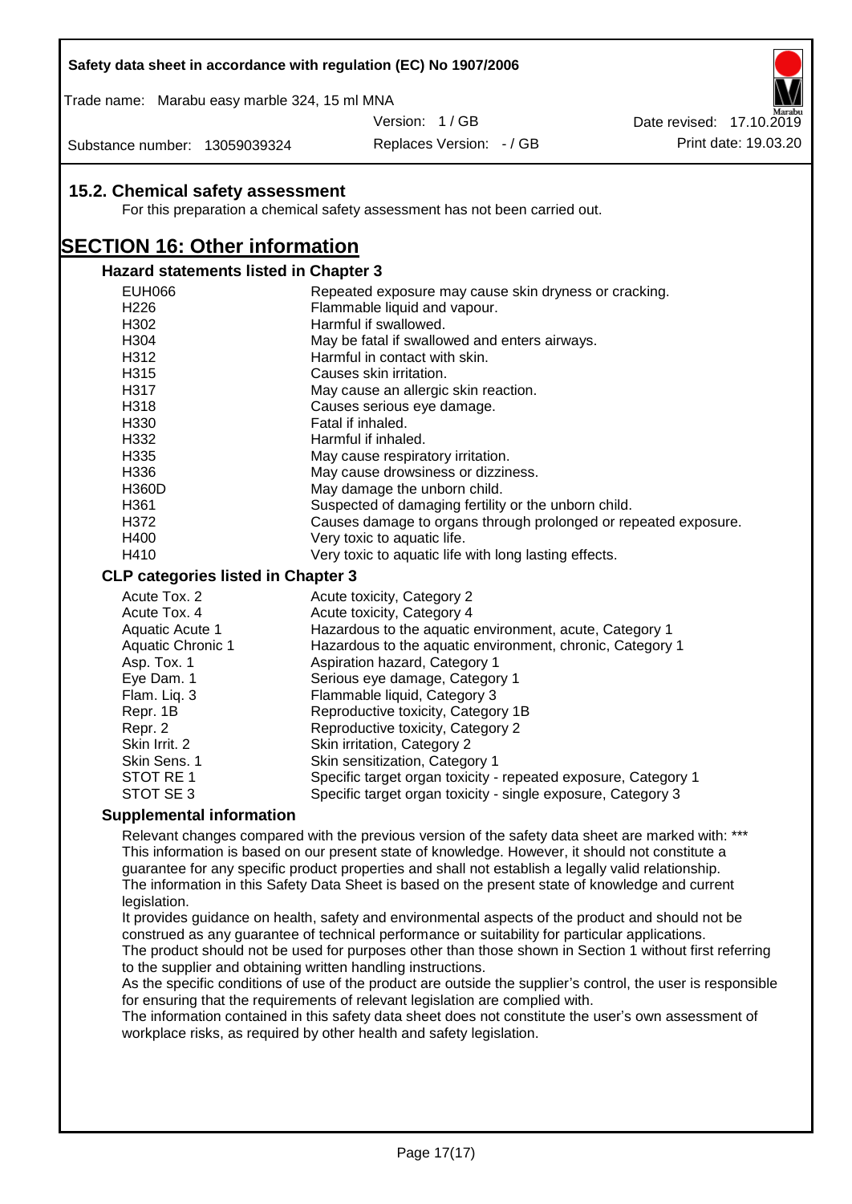## 15.2. Chemical safety assessment

For this preparation a chemical safety assessment has not been carried out.

# SECTION 16: Other information

### Hazard statements listed in Chapter 3

| | |
|---|---|
| EUH066 | Repeated exposure may cause skin dryness or cracking. |
| H226 | Flammable liquid and vapour. |
| H302 | Harmful if swallowed. |
| H304 | May be fatal if swallowed and enters airways. |
| H312 | Harmful in contact with skin. |
| H315 | Causes skin irritation. |
| H317 | May cause an allergic skin reaction. |
| H318 | Causes serious eye damage. |
| H330 | Fatal if inhaled. |
| H332 | Harmful if inhaled. |
| H335 | May cause respiratory irritation. |
| H336 | May cause drowsiness or dizziness. |
| H360D | May damage the unborn child. |
| H361 | Suspected of damaging fertility or the unborn child. |
| H372 | Causes damage to organs through prolonged or repeated exposure. |
| H400 | Very toxic to aquatic life. |
| H410 | Very toxic to aquatic life with long lasting effects. |

### CLP categories listed in Chapter 3

| | |
|---|---|
| Acute Tox. 2 | Acute toxicity, Category 2 |
| Acute Tox. 4 | Acute toxicity, Category 4 |
| Aquatic Acute 1 | Hazardous to the aquatic environment, acute, Category 1 |
| Aquatic Chronic 1 | Hazardous to the aquatic environment, chronic, Category 1 |
| Asp. Tox. 1 | Aspiration hazard, Category 1 |
| Eye Dam. 1 | Serious eye damage, Category 1 |
| Flam. Liq. 3 | Flammable liquid, Category 3 |
| Repr. 1B | Reproductive toxicity, Category 1B |
| Repr. 2 | Reproductive toxicity, Category 2 |
| Skin Irrit. 2 | Skin irritation, Category 2 |
| Skin Sens. 1 | Skin sensitization, Category 1 |
| STOT RE 1 | Specific target organ toxicity - repeated exposure, Category 1 |
| STOT SE 3 | Specific target organ toxicity - single exposure, Category 3 |

### Supplemental information

Relevant changes compared with the previous version of the safety data sheet are marked with: ***
This information is based on our present state of knowledge. However, it should not constitute a guarantee for any specific product properties and shall not establish a legally valid relationship.
The information in this Safety Data Sheet is based on the present state of knowledge and current legislation.
It provides guidance on health, safety and environmental aspects of the product and should not be construed as any guarantee of technical performance or suitability for particular applications.
The product should not be used for purposes other than those shown in Section 1 without first referring to the supplier and obtaining written handling instructions.
As the specific conditions of use of the product are outside the supplier's control, the user is responsible for ensuring that the requirements of relevant legislation are complied with.
The information contained in this safety data sheet does not constitute the user's own assessment of workplace risks, as required by other health and safety legislation.